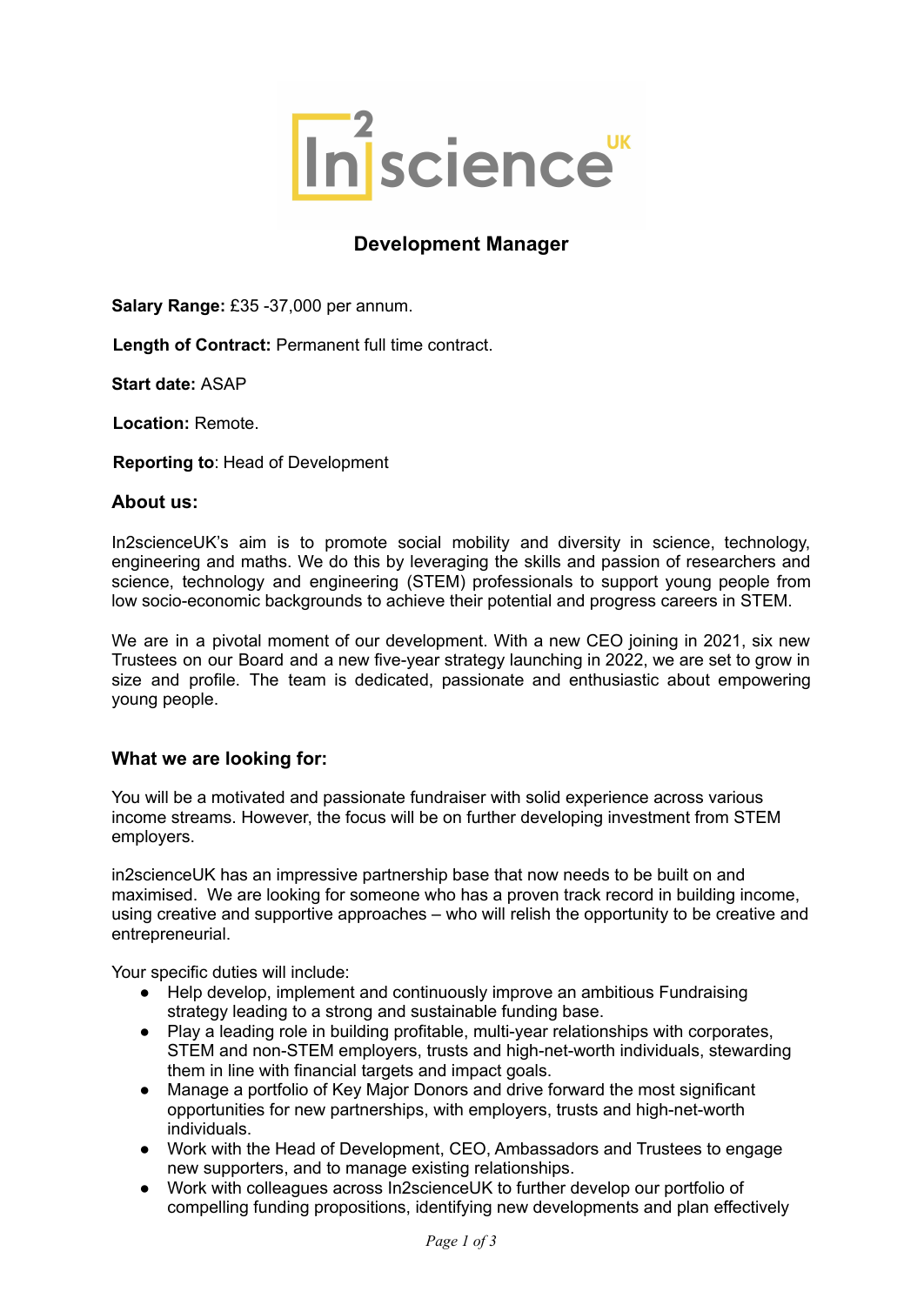# Development Manager

**Salary Range:** £35 -37,000 per annum.

**Length of Contract:** Permanent full time contract.

**Start date:** ASAP

**Location:** Remote.

**Reporting to**: Head of Development

## About us:

In2scienceUK's aim is to promote social mobility and diversity in science, technology, engineering and maths. We do this by leveraging the skills and passion of researchers and science, technology and engineering (STEM) professionals to support young people from low socio-economic backgrounds to achieve their potential and progress careers in STEM.

We are in a pivotal moment of our development. With a new CEO joining in 2021, six new Trustees on our Board and a new five-year strategy launching in 2022, we are set to grow in size and profile. The team is dedicated, passionate and enthusiastic about empowering young people.

## What we are looking for:

You will be a motivated and passionate fundraiser with solid experience across various income streams. However, the focus will be on further developing investment from STEM employers.

in2scienceUK has an impressive partnership base that now needs to be built on and maximised. We are looking for someone who has a proven track record in building income, using creative and supportive approaches – who will relish the opportunity to be creative and entrepreneurial.

Your specific duties will include:

- Help develop, implement and continuously improve an ambitious Fundraising strategy leading to a strong and sustainable funding base.
- Play a leading role in building profitable, multi-year relationships with corporates, STEM and non-STEM employers, trusts and high-net-worth individuals, stewarding them in line with financial targets and impact goals.
- Manage a portfolio of Key Major Donors and drive forward the most significant opportunities for new partnerships, with employers, trusts and high-net-worth individuals.
- Work with the Head of Development, CEO, Ambassadors and Trustees to engage new supporters, and to manage existing relationships.
- Work with colleagues across In2scienceUK to further develop our portfolio of compelling funding propositions, identifying new developments and plan effectively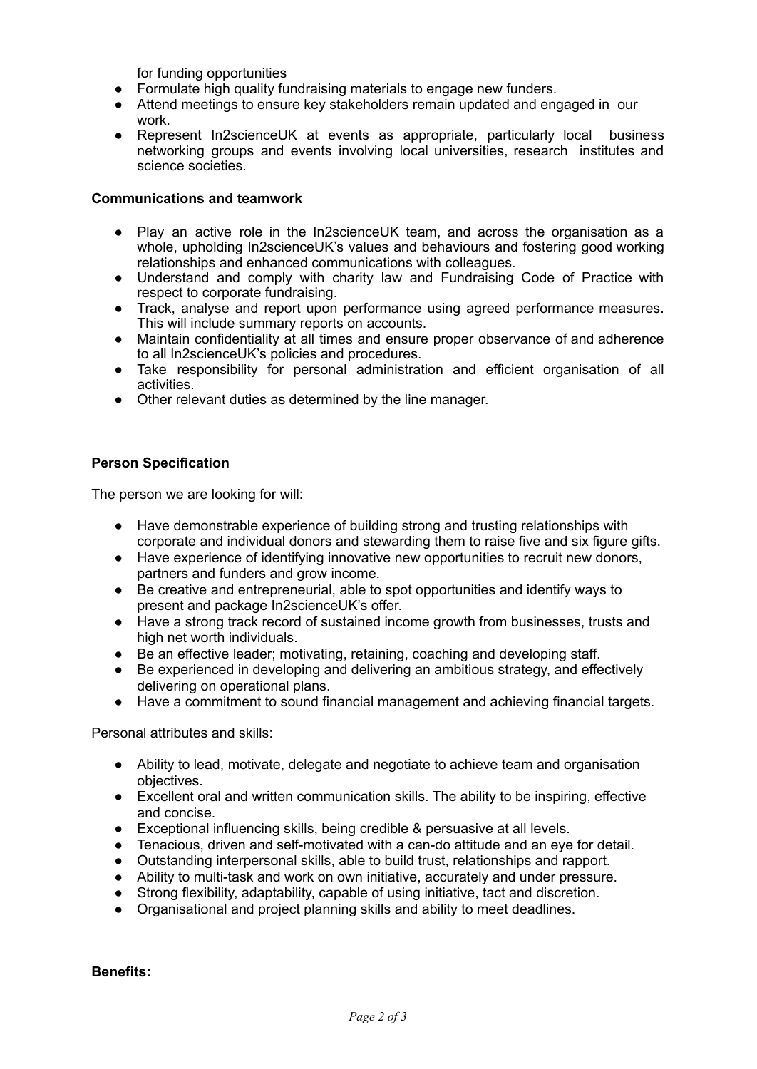for funding opportunities

- Formulate high quality fundraising materials to engage new funders.
- Attend meetings to ensure key stakeholders remain updated and engaged in our work.
- Represent In2scienceUK at events as appropriate, particularly local business networking groups and events involving local universities, research institutes and science societies.

**Communications and teamwork**

- Play an active role in the In2scienceUK team, and across the organisation as a whole, upholding In2scienceUK's values and behaviours and fostering good working relationships and enhanced communications with colleagues.
- Understand and comply with charity law and Fundraising Code of Practice with respect to corporate fundraising.
- Track, analyse and report upon performance using agreed performance measures. This will include summary reports on accounts.
- Maintain confidentiality at all times and ensure proper observance of and adherence to all In2scienceUK's policies and procedures.
- Take responsibility for personal administration and efficient organisation of all activities.
- Other relevant duties as determined by the line manager.

**Person Specification**

The person we are looking for will:

- Have demonstrable experience of building strong and trusting relationships with corporate and individual donors and stewarding them to raise five and six figure gifts.
- Have experience of identifying innovative new opportunities to recruit new donors, partners and funders and grow income.
- Be creative and entrepreneurial, able to spot opportunities and identify ways to present and package In2scienceUK's offer.
- Have a strong track record of sustained income growth from businesses, trusts and high net worth individuals.
- Be an effective leader; motivating, retaining, coaching and developing staff.
- Be experienced in developing and delivering an ambitious strategy, and effectively delivering on operational plans.
- Have a commitment to sound financial management and achieving financial targets.

Personal attributes and skills:

- Ability to lead, motivate, delegate and negotiate to achieve team and organisation objectives.
- Excellent oral and written communication skills. The ability to be inspiring, effective and concise.
- Exceptional influencing skills, being credible & persuasive at all levels.
- Tenacious, driven and self-motivated with a can-do attitude and an eye for detail.
- Outstanding interpersonal skills, able to build trust, relationships and rapport.
- Ability to multi-task and work on own initiative, accurately and under pressure.
- Strong flexibility, adaptability, capable of using initiative, tact and discretion.
- Organisational and project planning skills and ability to meet deadlines.

**Benefits:**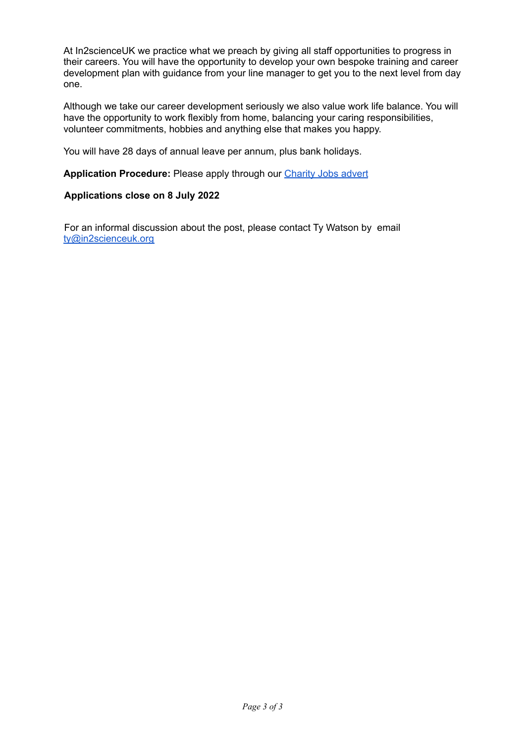At In2scienceUK we practice what we preach by giving all staff opportunities to progress in their careers. You will have the opportunity to develop your own bespoke training and career development plan with guidance from your line manager to get you to the next level from day one.

Although we take our career development seriously we also value work life balance. You will have the opportunity to work flexibly from home, balancing your caring responsibilities, volunteer commitments, hobbies and anything else that makes you happy.

You will have 28 days of annual leave per annum, plus bank holidays.

**Application Procedure:** Please apply through our Charity Jobs advert

**Applications close on 8 July 2022**

For an informal discussion about the post, please contact Ty Watson by email ty@in2scienceuk.org